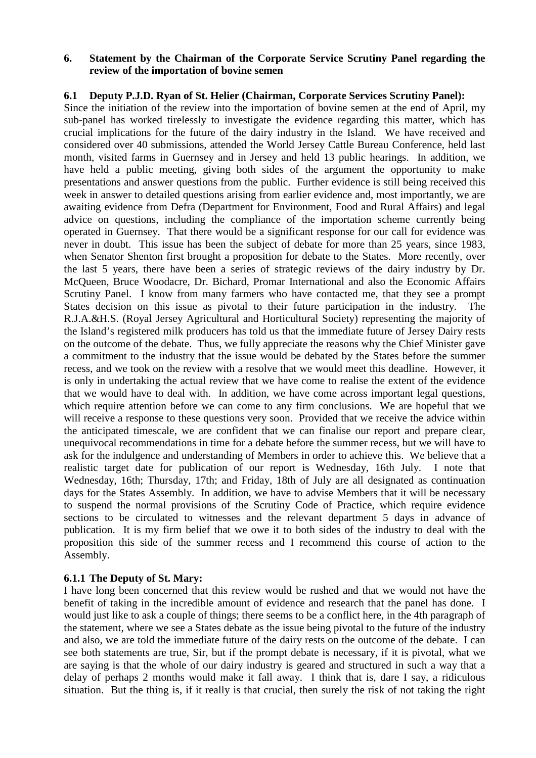**6. Statement by the Chairman of the Corporate Service Scrutiny Panel regarding the review of the importation of bovine semen**

**6.1 Deputy P.J.D. Ryan of St. Helier (Chairman, Corporate Services Scrutiny Panel):**

Since the initiation of the review into the importation of bovine semen at the end of April, my sub-panel has worked tirelessly to investigate the evidence regarding this matter, which has crucial implications for the future of the dairy industry in the Island. We have received and considered over 40 submissions, attended the World Jersey Cattle Bureau Conference, held last month, visited farms in Guernsey and in Jersey and held 13 public hearings. In addition, we have held a public meeting, giving both sides of the argument the opportunity to make presentations and answer questions from the public. Further evidence is still being received this week in answer to detailed questions arising from earlier evidence and, most importantly, we are awaiting evidence from Defra (Department for Environment, Food and Rural Affairs) and legal advice on questions, including the compliance of the importation scheme currently being operated in Guernsey. That there would be a significant response for our call for evidence was never in doubt. This issue has been the subject of debate for more than 25 years, since 1983, when Senator Shenton first brought a proposition for debate to the States. More recently, over the last 5 years, there have been a series of strategic reviews of the dairy industry by Dr. McQueen, Bruce Woodacre, Dr. Bichard, Promar International and also the Economic Affairs Scrutiny Panel. I know from many farmers who have contacted me, that they see a prompt States decision on this issue as pivotal to their future participation in the industry. The R.J.A.&H.S. (Royal Jersey Agricultural and Horticultural Society) representing the majority of the Island's registered milk producers has told us that the immediate future of Jersey Dairy rests on the outcome of the debate. Thus, we fully appreciate the reasons why the Chief Minister gave a commitment to the industry that the issue would be debated by the States before the summer recess, and we took on the review with a resolve that we would meet this deadline. However, it is only in undertaking the actual review that we have come to realise the extent of the evidence that we would have to deal with. In addition, we have come across important legal questions, which require attention before we can come to any firm conclusions. We are hopeful that we will receive a response to these questions very soon. Provided that we receive the advice within the anticipated timescale, we are confident that we can finalise our report and prepare clear, unequivocal recommendations in time for a debate before the summer recess, but we will have to ask for the indulgence and understanding of Members in order to achieve this. We believe that a realistic target date for publication of our report is Wednesday, 16th July. I note that Wednesday, 16th; Thursday, 17th; and Friday, 18th of July are all designated as continuation days for the States Assembly. In addition, we have to advise Members that it will be necessary to suspend the normal provisions of the Scrutiny Code of Practice, which require evidence sections to be circulated to witnesses and the relevant department 5 days in advance of publication. It is my firm belief that we owe it to both sides of the industry to deal with the proposition this side of the summer recess and I recommend this course of action to the Assembly.

**6.1.1 The Deputy of St. Mary:**

I have long been concerned that this review would be rushed and that we would not have the benefit of taking in the incredible amount of evidence and research that the panel has done. I would just like to ask a couple of things; there seems to be a conflict here, in the 4th paragraph of the statement, where we see a States debate as the issue being pivotal to the future of the industry and also, we are told the immediate future of the dairy rests on the outcome of the debate. I can see both statements are true, Sir, but if the prompt debate is necessary, if it is pivotal, what we are saying is that the whole of our dairy industry is geared and structured in such a way that a delay of perhaps 2 months would make it fall away. I think that is, dare I say, a ridiculous situation. But the thing is, if it really is that crucial, then surely the risk of not taking the right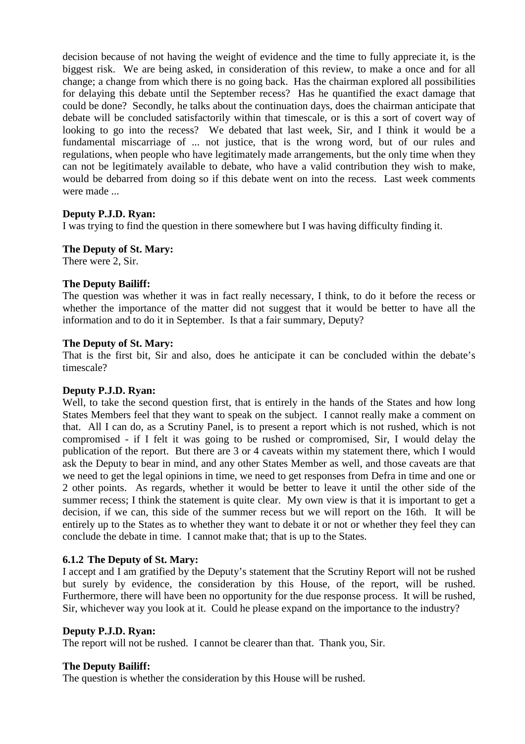decision because of not having the weight of evidence and the time to fully appreciate it, is the biggest risk. We are being asked, in consideration of this review, to make a once and for all change; a change from which there is no going back. Has the chairman explored all possibilities for delaying this debate until the September recess? Has he quantified the exact damage that could be done? Secondly, he talks about the continuation days, does the chairman anticipate that debate will be concluded satisfactorily within that timescale, or is this a sort of covert way of looking to go into the recess? We debated that last week, Sir, and I think it would be a fundamental miscarriage of ... not justice, that is the wrong word, but of our rules and regulations, when people who have legitimately made arrangements, but the only time when they can not be legitimately available to debate, who have a valid contribution they wish to make, would be debarred from doing so if this debate went on into the recess. Last week comments were made ...

**Deputy P.J.D. Ryan:**
I was trying to find the question in there somewhere but I was having difficulty finding it.

**The Deputy of St. Mary:**
There were 2, Sir.

**The Deputy Bailiff:**
The question was whether it was in fact really necessary, I think, to do it before the recess or whether the importance of the matter did not suggest that it would be better to have all the information and to do it in September. Is that a fair summary, Deputy?

**The Deputy of St. Mary:**
That is the first bit, Sir and also, does he anticipate it can be concluded within the debate's timescale?

**Deputy P.J.D. Ryan:**
Well, to take the second question first, that is entirely in the hands of the States and how long States Members feel that they want to speak on the subject. I cannot really make a comment on that. All I can do, as a Scrutiny Panel, is to present a report which is not rushed, which is not compromised - if I felt it was going to be rushed or compromised, Sir, I would delay the publication of the report. But there are 3 or 4 caveats within my statement there, which I would ask the Deputy to bear in mind, and any other States Member as well, and those caveats are that we need to get the legal opinions in time, we need to get responses from Defra in time and one or 2 other points. As regards, whether it would be better to leave it until the other side of the summer recess; I think the statement is quite clear. My own view is that it is important to get a decision, if we can, this side of the summer recess but we will report on the 16th. It will be entirely up to the States as to whether they want to debate it or not or whether they feel they can conclude the debate in time. I cannot make that; that is up to the States.

### 6.1.2 The Deputy of St. Mary:

I accept and I am gratified by the Deputy's statement that the Scrutiny Report will not be rushed but surely by evidence, the consideration by this House, of the report, will be rushed. Furthermore, there will have been no opportunity for the due response process. It will be rushed, Sir, whichever way you look at it. Could he please expand on the importance to the industry?

**Deputy P.J.D. Ryan:**
The report will not be rushed. I cannot be clearer than that. Thank you, Sir.

**The Deputy Bailiff:**
The question is whether the consideration by this House will be rushed.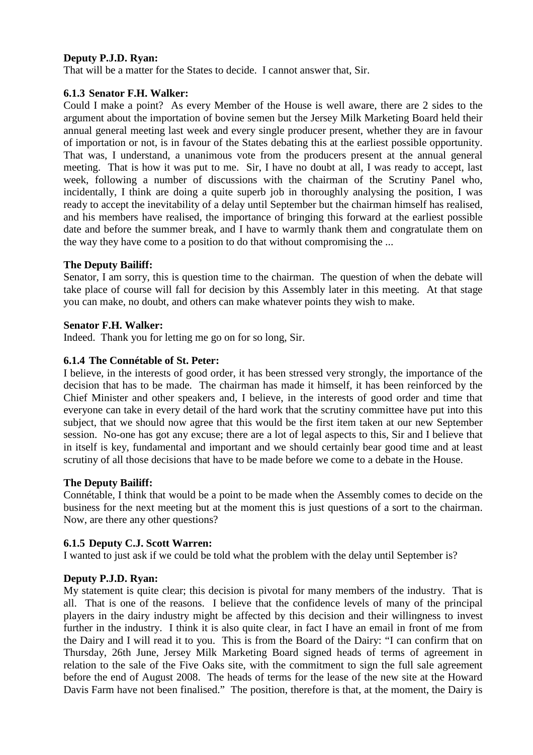**Deputy P.J.D. Ryan:**

That will be a matter for the States to decide. I cannot answer that, Sir.

**6.1.3 Senator F.H. Walker:**

Could I make a point? As every Member of the House is well aware, there are 2 sides to the argument about the importation of bovine semen but the Jersey Milk Marketing Board held their annual general meeting last week and every single producer present, whether they are in favour of importation or not, is in favour of the States debating this at the earliest possible opportunity. That was, I understand, a unanimous vote from the producers present at the annual general meeting. That is how it was put to me. Sir, I have no doubt at all, I was ready to accept, last week, following a number of discussions with the chairman of the Scrutiny Panel who, incidentally, I think are doing a quite superb job in thoroughly analysing the position, I was ready to accept the inevitability of a delay until September but the chairman himself has realised, and his members have realised, the importance of bringing this forward at the earliest possible date and before the summer break, and I have to warmly thank them and congratulate them on the way they have come to a position to do that without compromising the ...

**The Deputy Bailiff:**

Senator, I am sorry, this is question time to the chairman. The question of when the debate will take place of course will fall for decision by this Assembly later in this meeting. At that stage you can make, no doubt, and others can make whatever points they wish to make.

**Senator F.H. Walker:**

Indeed. Thank you for letting me go on for so long, Sir.

**6.1.4 The Connétable of St. Peter:**

I believe, in the interests of good order, it has been stressed very strongly, the importance of the decision that has to be made. The chairman has made it himself, it has been reinforced by the Chief Minister and other speakers and, I believe, in the interests of good order and time that everyone can take in every detail of the hard work that the scrutiny committee have put into this subject, that we should now agree that this would be the first item taken at our new September session. No-one has got any excuse; there are a lot of legal aspects to this, Sir and I believe that in itself is key, fundamental and important and we should certainly bear good time and at least scrutiny of all those decisions that have to be made before we come to a debate in the House.

**The Deputy Bailiff:**

Connétable, I think that would be a point to be made when the Assembly comes to decide on the business for the next meeting but at the moment this is just questions of a sort to the chairman. Now, are there any other questions?

**6.1.5 Deputy C.J. Scott Warren:**

I wanted to just ask if we could be told what the problem with the delay until September is?

**Deputy P.J.D. Ryan:**

My statement is quite clear; this decision is pivotal for many members of the industry. That is all. That is one of the reasons. I believe that the confidence levels of many of the principal players in the dairy industry might be affected by this decision and their willingness to invest further in the industry. I think it is also quite clear, in fact I have an email in front of me from the Dairy and I will read it to you. This is from the Board of the Dairy: "I can confirm that on Thursday, 26th June, Jersey Milk Marketing Board signed heads of terms of agreement in relation to the sale of the Five Oaks site, with the commitment to sign the full sale agreement before the end of August 2008. The heads of terms for the lease of the new site at the Howard Davis Farm have not been finalised." The position, therefore is that, at the moment, the Dairy is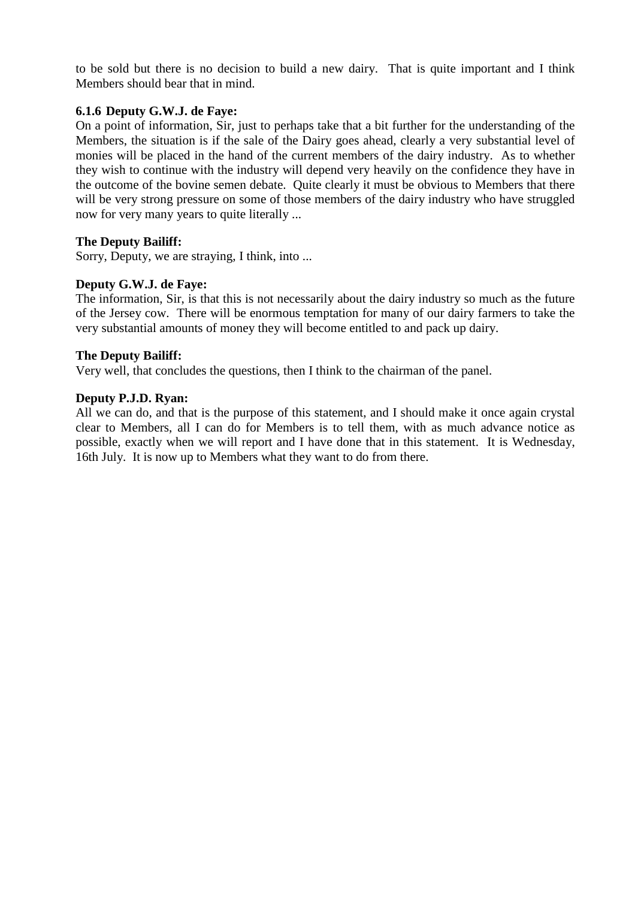to be sold but there is no decision to build a new dairy. That is quite important and I think Members should bear that in mind.

**6.1.6 Deputy G.W.J. de Faye:**

On a point of information, Sir, just to perhaps take that a bit further for the understanding of the Members, the situation is if the sale of the Dairy goes ahead, clearly a very substantial level of monies will be placed in the hand of the current members of the dairy industry. As to whether they wish to continue with the industry will depend very heavily on the confidence they have in the outcome of the bovine semen debate. Quite clearly it must be obvious to Members that there will be very strong pressure on some of those members of the dairy industry who have struggled now for very many years to quite literally ...

**The Deputy Bailiff:**

Sorry, Deputy, we are straying, I think, into ...

**Deputy G.W.J. de Faye:**

The information, Sir, is that this is not necessarily about the dairy industry so much as the future of the Jersey cow. There will be enormous temptation for many of our dairy farmers to take the very substantial amounts of money they will become entitled to and pack up dairy.

**The Deputy Bailiff:**

Very well, that concludes the questions, then I think to the chairman of the panel.

**Deputy P.J.D. Ryan:**

All we can do, and that is the purpose of this statement, and I should make it once again crystal clear to Members, all I can do for Members is to tell them, with as much advance notice as possible, exactly when we will report and I have done that in this statement. It is Wednesday, 16th July. It is now up to Members what they want to do from there.